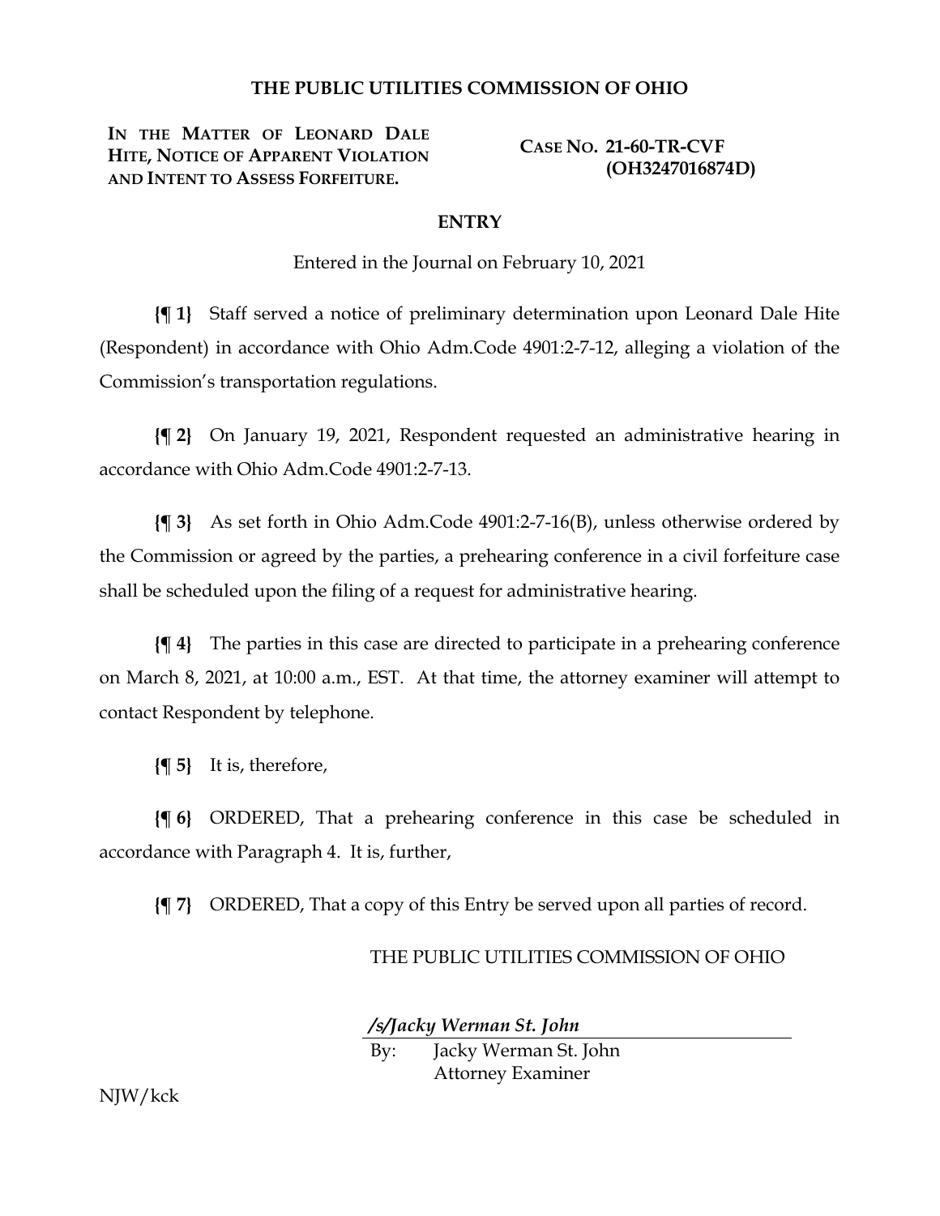# THE PUBLIC UTILITIES COMMISSION OF OHIO

| | |
|---|---|
| **IN THE MATTER OF LEONARD DALE HITE, NOTICE OF APPARENT VIOLATION AND INTENT TO ASSESS FORFEITURE.** | **CASE NO. 21-60-TR-CVF (OH3247016874D)** |

## ENTRY

Entered in the Journal on February 10, 2021

**{¶ 1}** Staff served a notice of preliminary determination upon Leonard Dale Hite (Respondent) in accordance with Ohio Adm.Code 4901:2-7-12, alleging a violation of the Commission's transportation regulations.

**{¶ 2}** On January 19, 2021, Respondent requested an administrative hearing in accordance with Ohio Adm.Code 4901:2-7-13.

**{¶ 3}** As set forth in Ohio Adm.Code 4901:2-7-16(B), unless otherwise ordered by the Commission or agreed by the parties, a prehearing conference in a civil forfeiture case shall be scheduled upon the filing of a request for administrative hearing.

**{¶ 4}** The parties in this case are directed to participate in a prehearing conference on March 8, 2021, at 10:00 a.m., EST. At that time, the attorney examiner will attempt to contact Respondent by telephone.

**{¶ 5}** It is, therefore,

**{¶ 6}** ORDERED, That a prehearing conference in this case be scheduled in accordance with Paragraph 4. It is, further,

**{¶ 7}** ORDERED, That a copy of this Entry be served upon all parties of record.

THE PUBLIC UTILITIES COMMISSION OF OHIO

***/s/Jacky Werman St. John***

By: Jacky Werman St. John
Attorney Examiner

NJW/kck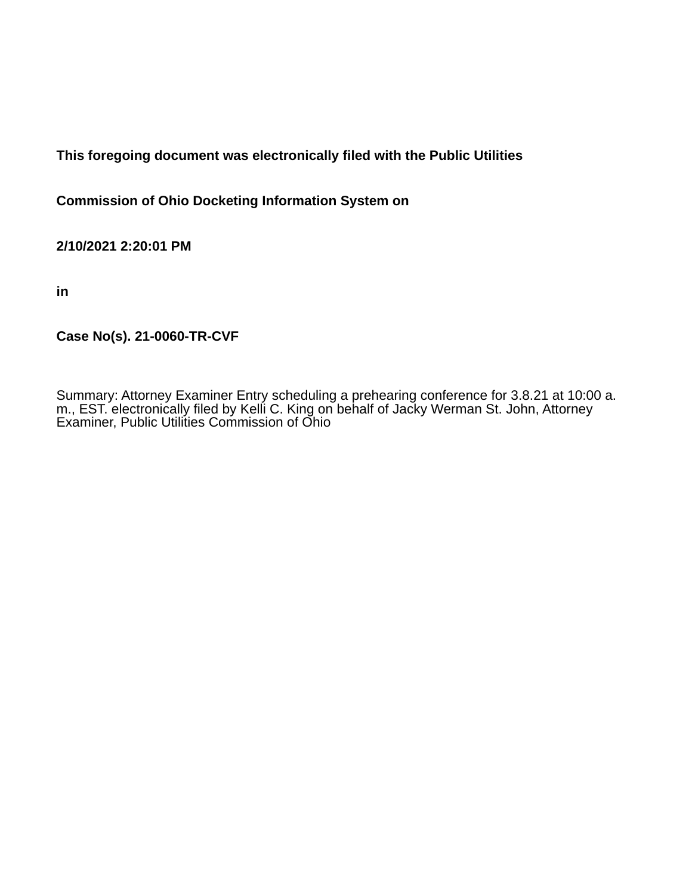**This foregoing document was electronically filed with the Public Utilities**

**Commission of Ohio Docketing Information System on**

**2/10/2021 2:20:01 PM**

**in**

**Case No(s). 21-0060-TR-CVF**

Summary: Attorney Examiner Entry scheduling a prehearing conference for 3.8.21 at 10:00 a.m., EST. electronically filed by Kelli C. King on behalf of Jacky Werman St. John, Attorney Examiner, Public Utilities Commission of Ohio